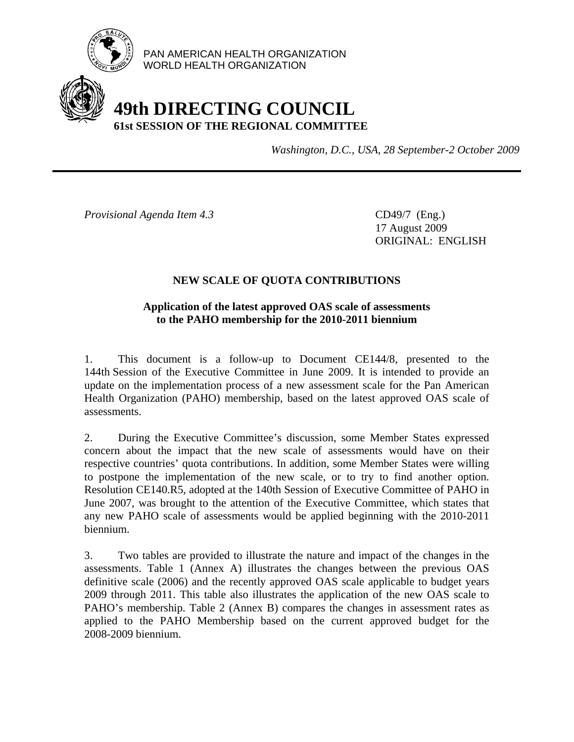PAN AMERICAN HEALTH ORGANIZATION
WORLD HEALTH ORGANIZATION

# 49th DIRECTING COUNCIL
**61st SESSION OF THE REGIONAL COMMITTEE**

*Washington, D.C., USA, 28 September-2 October 2009*

---

*Provisional Agenda Item 4.3*

CD49/7 (Eng.)
17 August 2009
ORIGINAL: ENGLISH

## NEW SCALE OF QUOTA CONTRIBUTIONS

**Application of the latest approved OAS scale of assessments to the PAHO membership for the 2010-2011 biennium**

1. This document is a follow-up to Document CE144/8, presented to the 144th Session of the Executive Committee in June 2009. It is intended to provide an update on the implementation process of a new assessment scale for the Pan American Health Organization (PAHO) membership, based on the latest approved OAS scale of assessments.

2. During the Executive Committee's discussion, some Member States expressed concern about the impact that the new scale of assessments would have on their respective countries' quota contributions. In addition, some Member States were willing to postpone the implementation of the new scale, or to try to find another option. Resolution CE140.R5, adopted at the 140th Session of Executive Committee of PAHO in June 2007, was brought to the attention of the Executive Committee, which states that any new PAHO scale of assessments would be applied beginning with the 2010-2011 biennium.

3. Two tables are provided to illustrate the nature and impact of the changes in the assessments. Table 1 (Annex A) illustrates the changes between the previous OAS definitive scale (2006) and the recently approved OAS scale applicable to budget years 2009 through 2011. This table also illustrates the application of the new OAS scale to PAHO's membership. Table 2 (Annex B) compares the changes in assessment rates as applied to the PAHO Membership based on the current approved budget for the 2008-2009 biennium.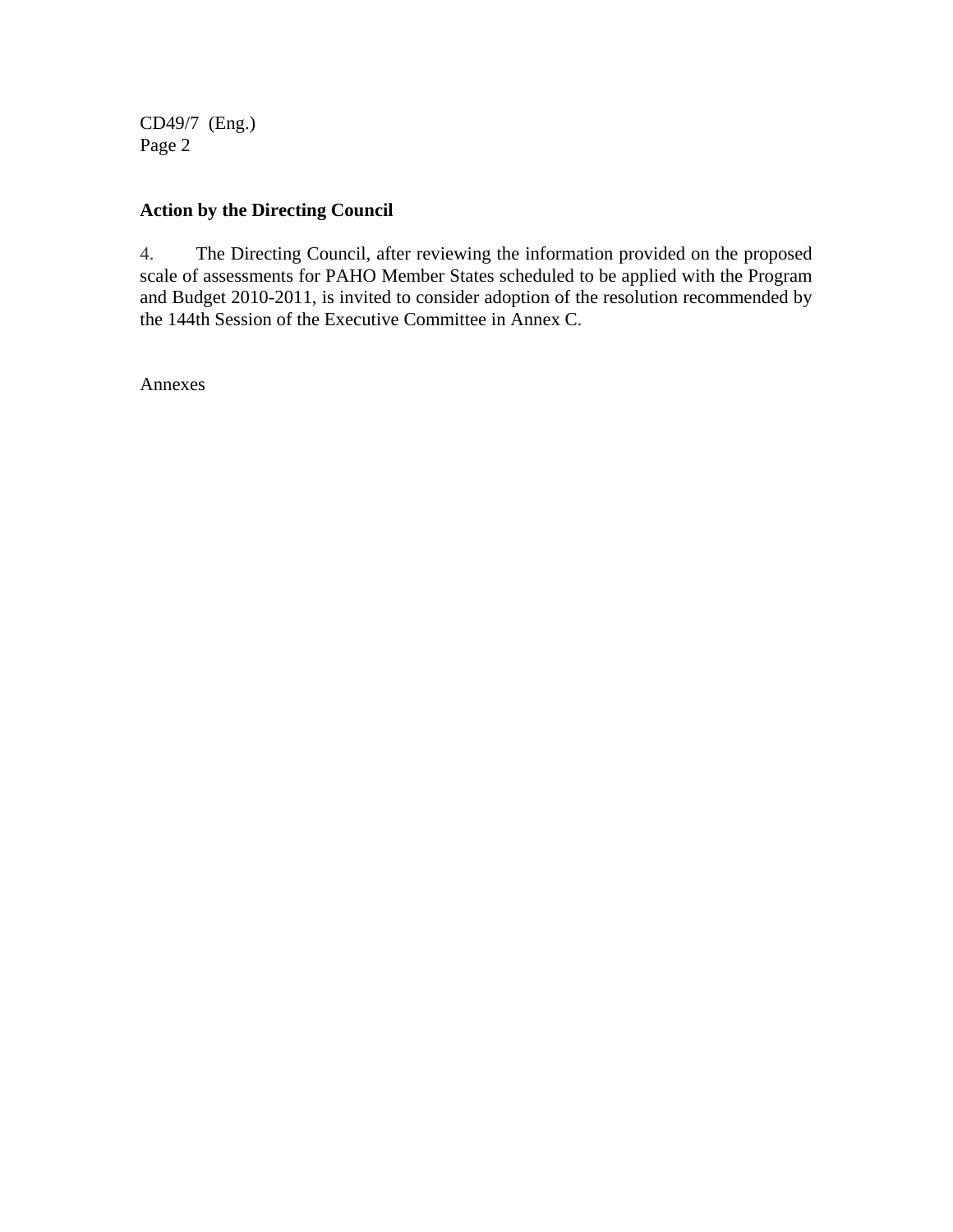**Action by the Directing Council**

4. The Directing Council, after reviewing the information provided on the proposed scale of assessments for PAHO Member States scheduled to be applied with the Program and Budget 2010-2011, is invited to consider adoption of the resolution recommended by the 144th Session of the Executive Committee in Annex C.

Annexes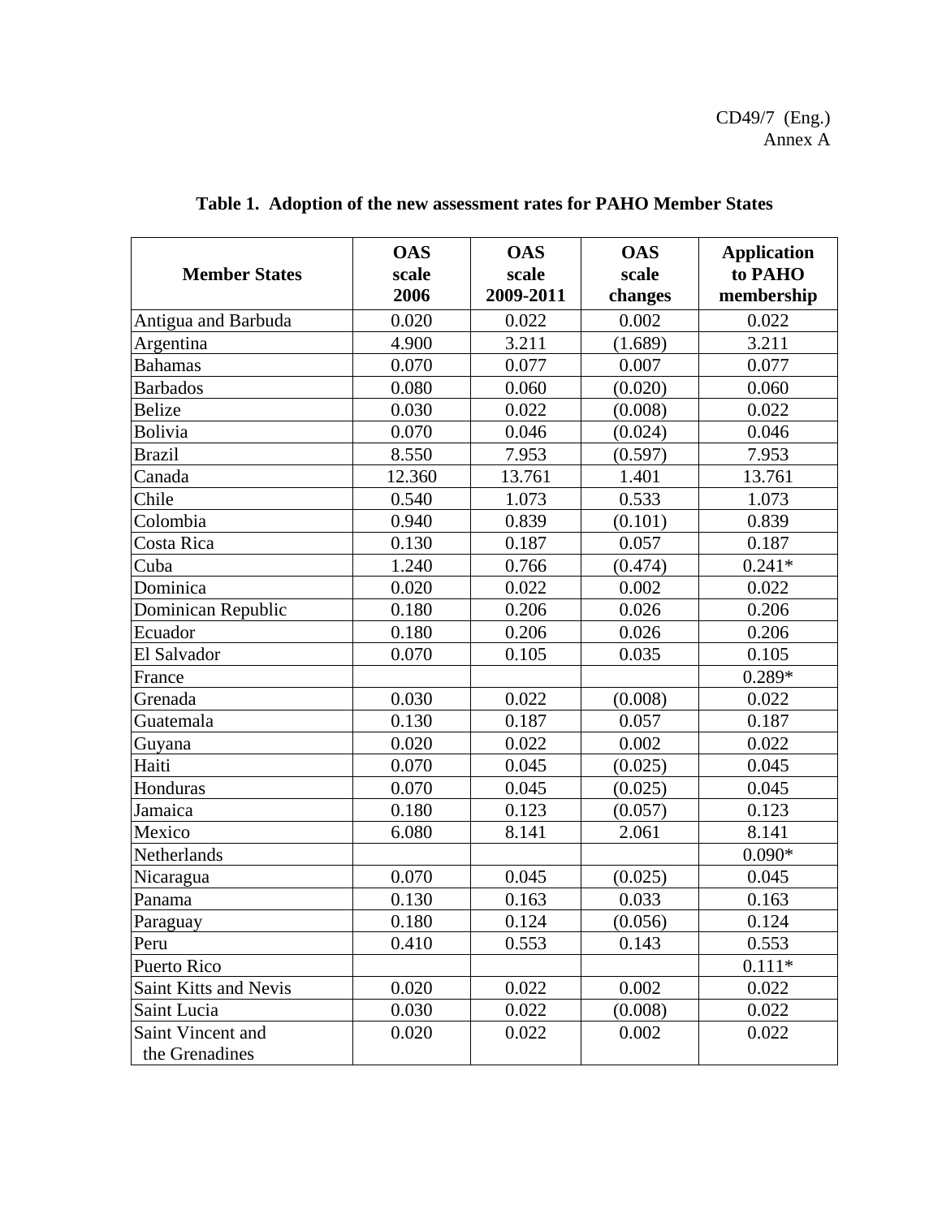CD49/7 (Eng.)
Annex A

**Table 1. Adoption of the new assessment rates for PAHO Member States**

| Member States | OAS scale 2006 | OAS scale 2009-2011 | OAS scale changes | Application to PAHO membership |
|---|---|---|---|---|
| Antigua and Barbuda | 0.020 | 0.022 | 0.002 | 0.022 |
| Argentina | 4.900 | 3.211 | (1.689) | 3.211 |
| Bahamas | 0.070 | 0.077 | 0.007 | 0.077 |
| Barbados | 0.080 | 0.060 | (0.020) | 0.060 |
| Belize | 0.030 | 0.022 | (0.008) | 0.022 |
| Bolivia | 0.070 | 0.046 | (0.024) | 0.046 |
| Brazil | 8.550 | 7.953 | (0.597) | 7.953 |
| Canada | 12.360 | 13.761 | 1.401 | 13.761 |
| Chile | 0.540 | 1.073 | 0.533 | 1.073 |
| Colombia | 0.940 | 0.839 | (0.101) | 0.839 |
| Costa Rica | 0.130 | 0.187 | 0.057 | 0.187 |
| Cuba | 1.240 | 0.766 | (0.474) | 0.241* |
| Dominica | 0.020 | 0.022 | 0.002 | 0.022 |
| Dominican Republic | 0.180 | 0.206 | 0.026 | 0.206 |
| Ecuador | 0.180 | 0.206 | 0.026 | 0.206 |
| El Salvador | 0.070 | 0.105 | 0.035 | 0.105 |
| France | | | | 0.289* |
| Grenada | 0.030 | 0.022 | (0.008) | 0.022 |
| Guatemala | 0.130 | 0.187 | 0.057 | 0.187 |
| Guyana | 0.020 | 0.022 | 0.002 | 0.022 |
| Haiti | 0.070 | 0.045 | (0.025) | 0.045 |
| Honduras | 0.070 | 0.045 | (0.025) | 0.045 |
| Jamaica | 0.180 | 0.123 | (0.057) | 0.123 |
| Mexico | 6.080 | 8.141 | 2.061 | 8.141 |
| Netherlands | | | | 0.090* |
| Nicaragua | 0.070 | 0.045 | (0.025) | 0.045 |
| Panama | 0.130 | 0.163 | 0.033 | 0.163 |
| Paraguay | 0.180 | 0.124 | (0.056) | 0.124 |
| Peru | 0.410 | 0.553 | 0.143 | 0.553 |
| Puerto Rico | | | | 0.111* |
| Saint Kitts and Nevis | 0.020 | 0.022 | 0.002 | 0.022 |
| Saint Lucia | 0.030 | 0.022 | (0.008) | 0.022 |
| Saint Vincent and the Grenadines | 0.020 | 0.022 | 0.002 | 0.022 |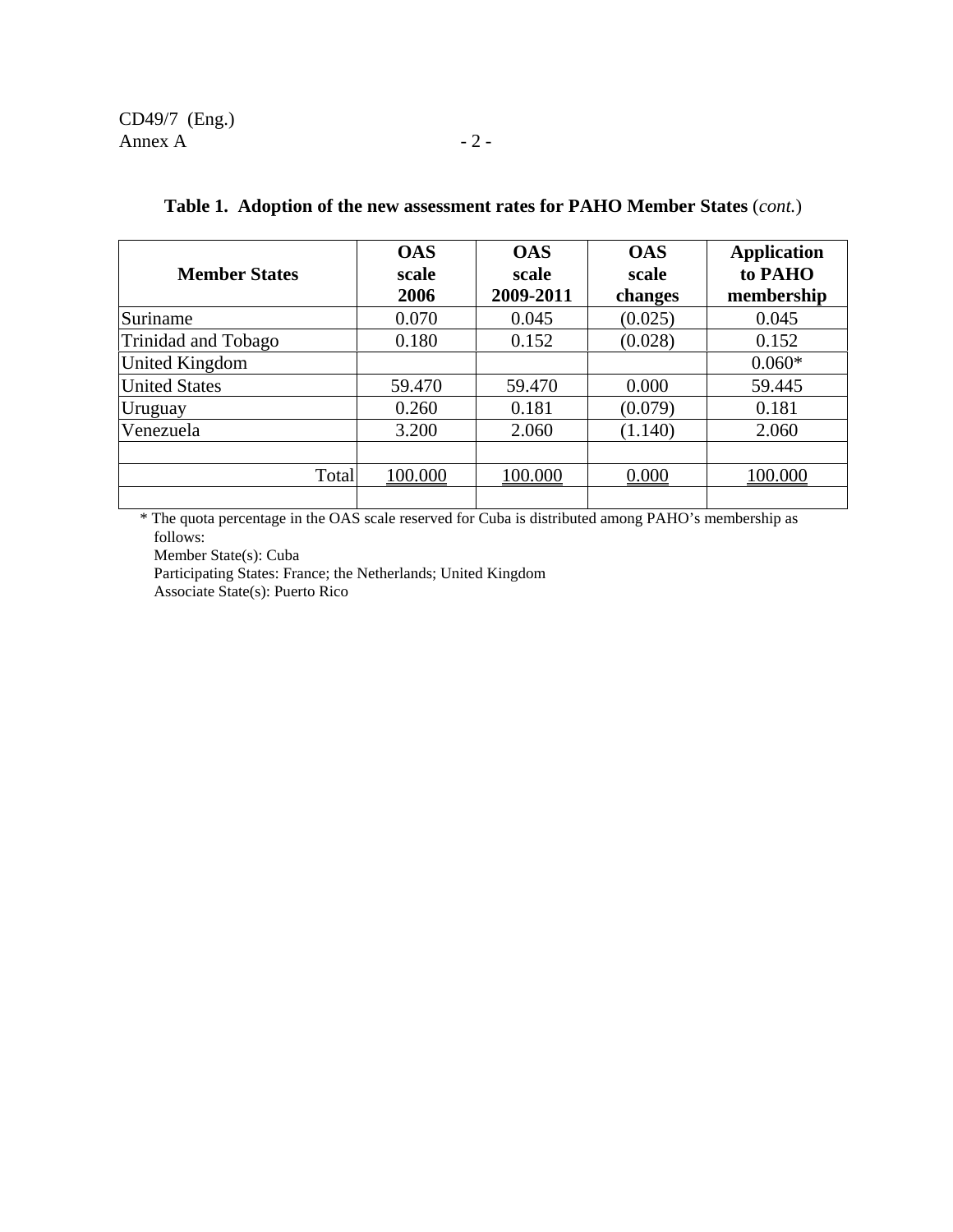**Table 1. Adoption of the new assessment rates for PAHO Member States** (*cont.*)

| Member States | OAS scale 2006 | OAS scale 2009-2011 | OAS scale changes | Application to PAHO membership |
|---|---|---|---|---|
| Suriname | 0.070 | 0.045 | (0.025) | 0.045 |
| Trinidad and Tobago | 0.180 | 0.152 | (0.028) | 0.152 |
| United Kingdom | | | | 0.060* |
| United States | 59.470 | 59.470 | 0.000 | 59.445 |
| Uruguay | 0.260 | 0.181 | (0.079) | 0.181 |
| Venezuela | 3.200 | 2.060 | (1.140) | 2.060 |
| | | | | |
| Total | 100.000 | 100.000 | 0.000 | 100.000 |
| | | | | |

\* The quota percentage in the OAS scale reserved for Cuba is distributed among PAHO's membership as follows:
Member State(s): Cuba
Participating States: France; the Netherlands; United Kingdom
Associate State(s): Puerto Rico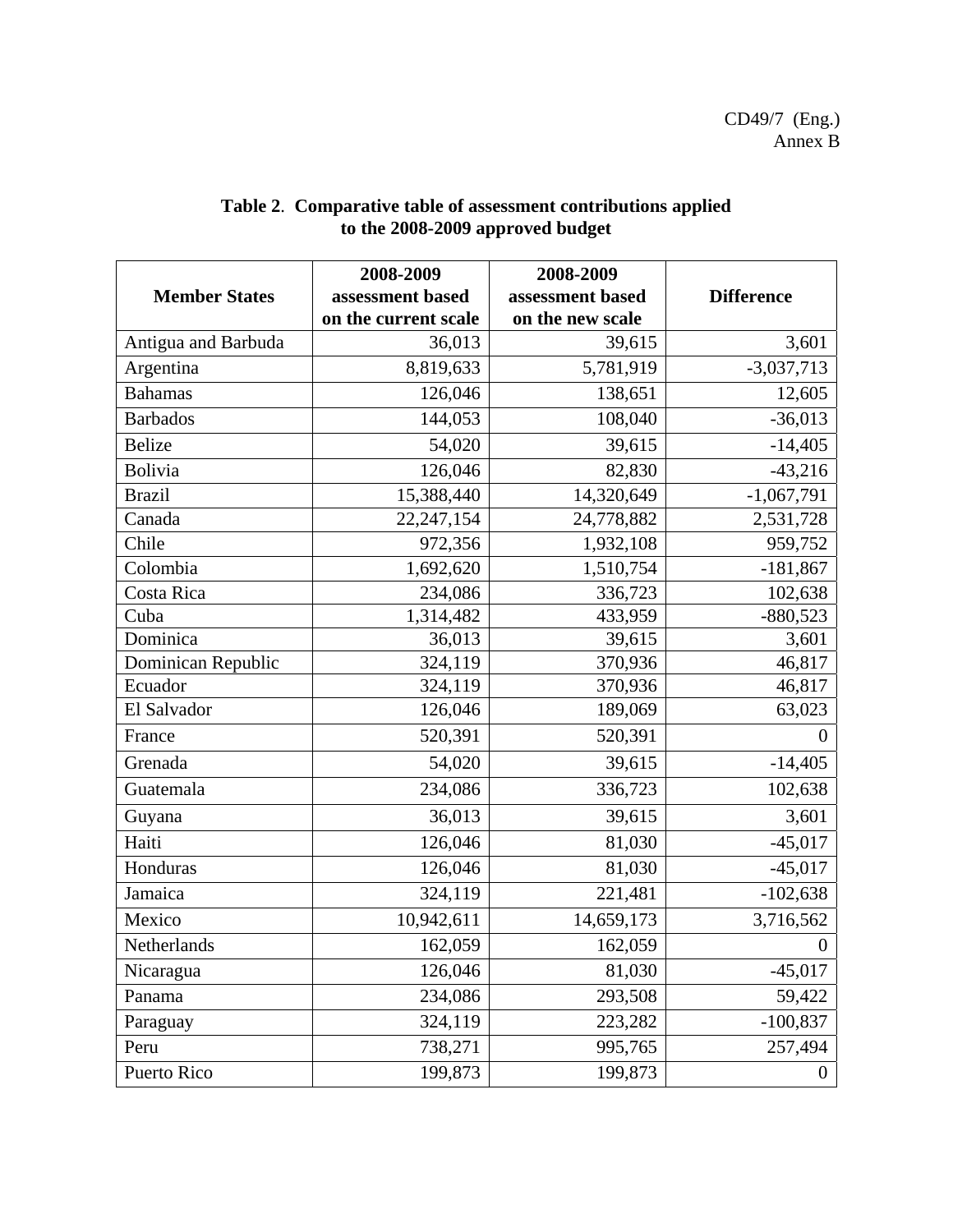**Table 2**. **Comparative table of assessment contributions applied to the 2008-2009 approved budget**

| Member States | 2008-2009 assessment based on the current scale | 2008-2009 assessment based on the new scale | Difference |
|---|---|---|---|
| Antigua and Barbuda | 36,013 | 39,615 | 3,601 |
| Argentina | 8,819,633 | 5,781,919 | -3,037,713 |
| Bahamas | 126,046 | 138,651 | 12,605 |
| Barbados | 144,053 | 108,040 | -36,013 |
| Belize | 54,020 | 39,615 | -14,405 |
| Bolivia | 126,046 | 82,830 | -43,216 |
| Brazil | 15,388,440 | 14,320,649 | -1,067,791 |
| Canada | 22,247,154 | 24,778,882 | 2,531,728 |
| Chile | 972,356 | 1,932,108 | 959,752 |
| Colombia | 1,692,620 | 1,510,754 | -181,867 |
| Costa Rica | 234,086 | 336,723 | 102,638 |
| Cuba | 1,314,482 | 433,959 | -880,523 |
| Dominica | 36,013 | 39,615 | 3,601 |
| Dominican Republic | 324,119 | 370,936 | 46,817 |
| Ecuador | 324,119 | 370,936 | 46,817 |
| El Salvador | 126,046 | 189,069 | 63,023 |
| France | 520,391 | 520,391 | 0 |
| Grenada | 54,020 | 39,615 | -14,405 |
| Guatemala | 234,086 | 336,723 | 102,638 |
| Guyana | 36,013 | 39,615 | 3,601 |
| Haiti | 126,046 | 81,030 | -45,017 |
| Honduras | 126,046 | 81,030 | -45,017 |
| Jamaica | 324,119 | 221,481 | -102,638 |
| Mexico | 10,942,611 | 14,659,173 | 3,716,562 |
| Netherlands | 162,059 | 162,059 | 0 |
| Nicaragua | 126,046 | 81,030 | -45,017 |
| Panama | 234,086 | 293,508 | 59,422 |
| Paraguay | 324,119 | 223,282 | -100,837 |
| Peru | 738,271 | 995,765 | 257,494 |
| Puerto Rico | 199,873 | 199,873 | 0 |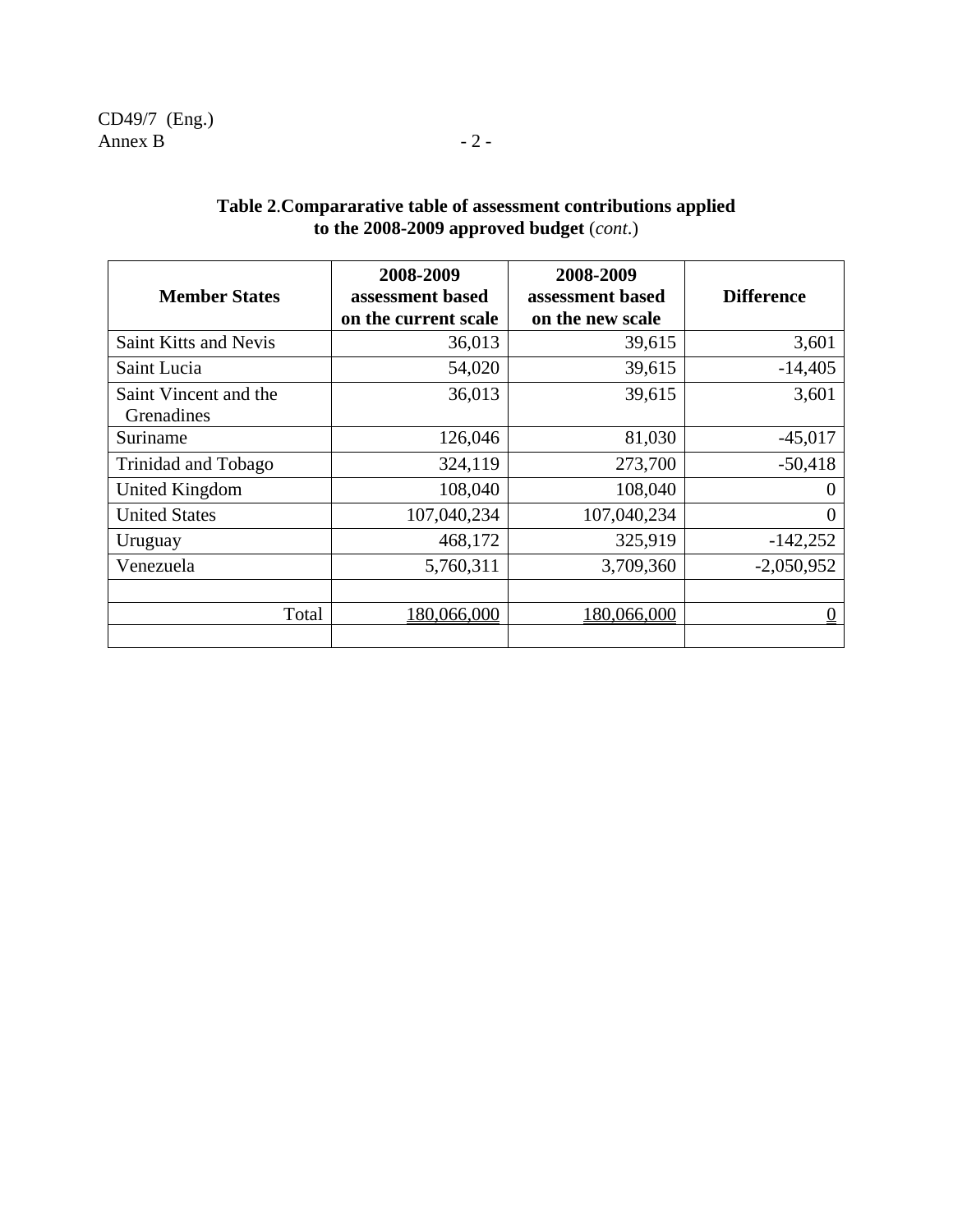**Table 2**.**Compararative table of assessment contributions applied to the 2008-2009 approved budget** (*cont.*)

| Member States | 2008-2009 assessment based on the current scale | 2008-2009 assessment based on the new scale | Difference |
|---|---|---|---|
| Saint Kitts and Nevis | 36,013 | 39,615 | 3,601 |
| Saint Lucia | 54,020 | 39,615 | -14,405 |
| Saint Vincent and the Grenadines | 36,013 | 39,615 | 3,601 |
| Suriname | 126,046 | 81,030 | -45,017 |
| Trinidad and Tobago | 324,119 | 273,700 | -50,418 |
| United Kingdom | 108,040 | 108,040 | 0 |
| United States | 107,040,234 | 107,040,234 | 0 |
| Uruguay | 468,172 | 325,919 | -142,252 |
| Venezuela | 5,760,311 | 3,709,360 | -2,050,952 |
| | | | |
| Total | 180,066,000 | 180,066,000 | 0 |
| | | | |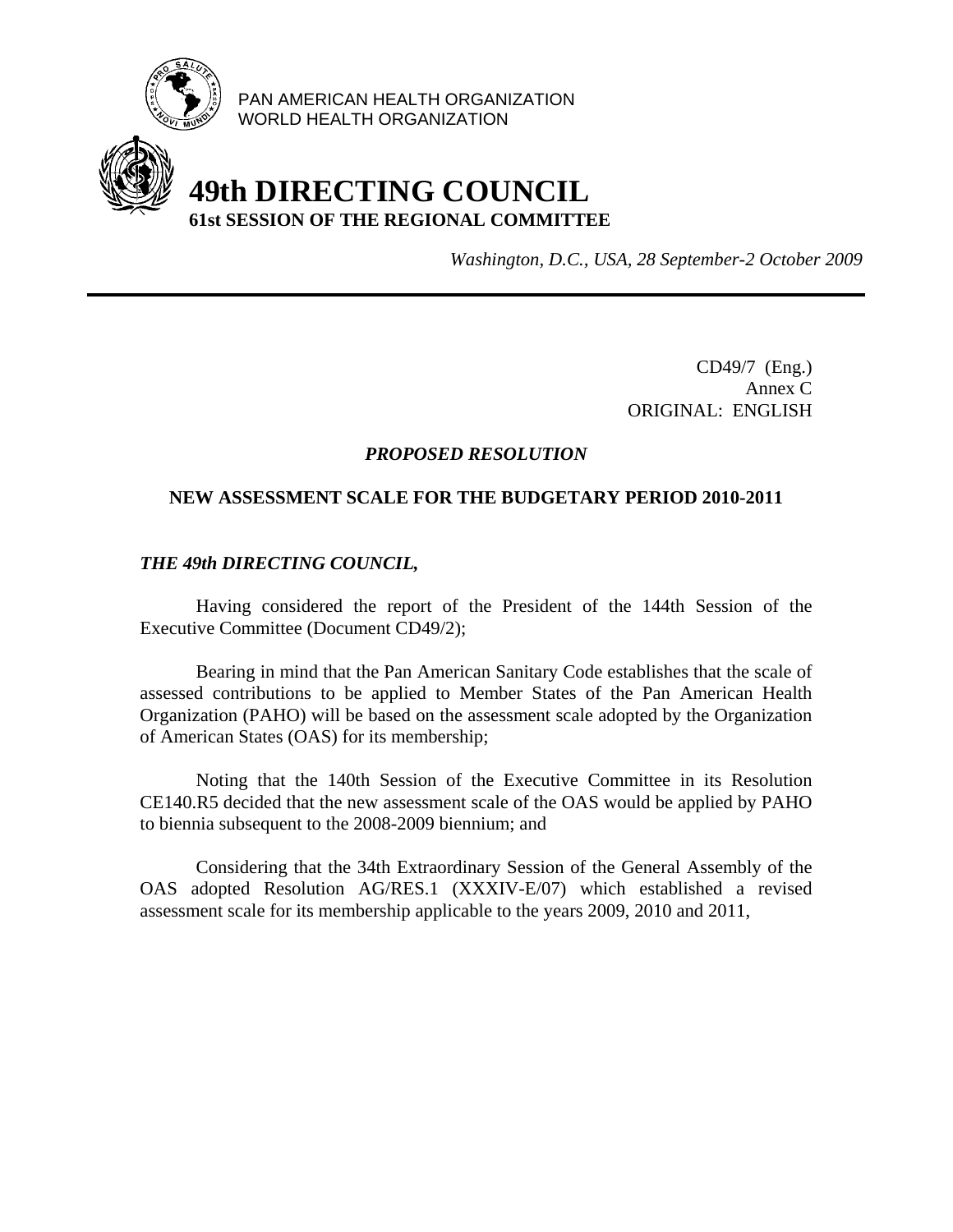PAN AMERICAN HEALTH ORGANIZATION
WORLD HEALTH ORGANIZATION

# 49th DIRECTING COUNCIL

## 61st SESSION OF THE REGIONAL COMMITTEE

*Washington, D.C., USA, 28 September-2 October 2009*

---

CD49/7 (Eng.)
Annex C
ORIGINAL: ENGLISH

### *PROPOSED RESOLUTION*

### NEW ASSESSMENT SCALE FOR THE BUDGETARY PERIOD 2010-2011

***THE 49th DIRECTING COUNCIL,***

Having considered the report of the President of the 144th Session of the Executive Committee (Document CD49/2);

Bearing in mind that the Pan American Sanitary Code establishes that the scale of assessed contributions to be applied to Member States of the Pan American Health Organization (PAHO) will be based on the assessment scale adopted by the Organization of American States (OAS) for its membership;

Noting that the 140th Session of the Executive Committee in its Resolution CE140.R5 decided that the new assessment scale of the OAS would be applied by PAHO to biennia subsequent to the 2008-2009 biennium; and

Considering that the 34th Extraordinary Session of the General Assembly of the OAS adopted Resolution AG/RES.1 (XXXIV-E/07) which established a revised assessment scale for its membership applicable to the years 2009, 2010 and 2011,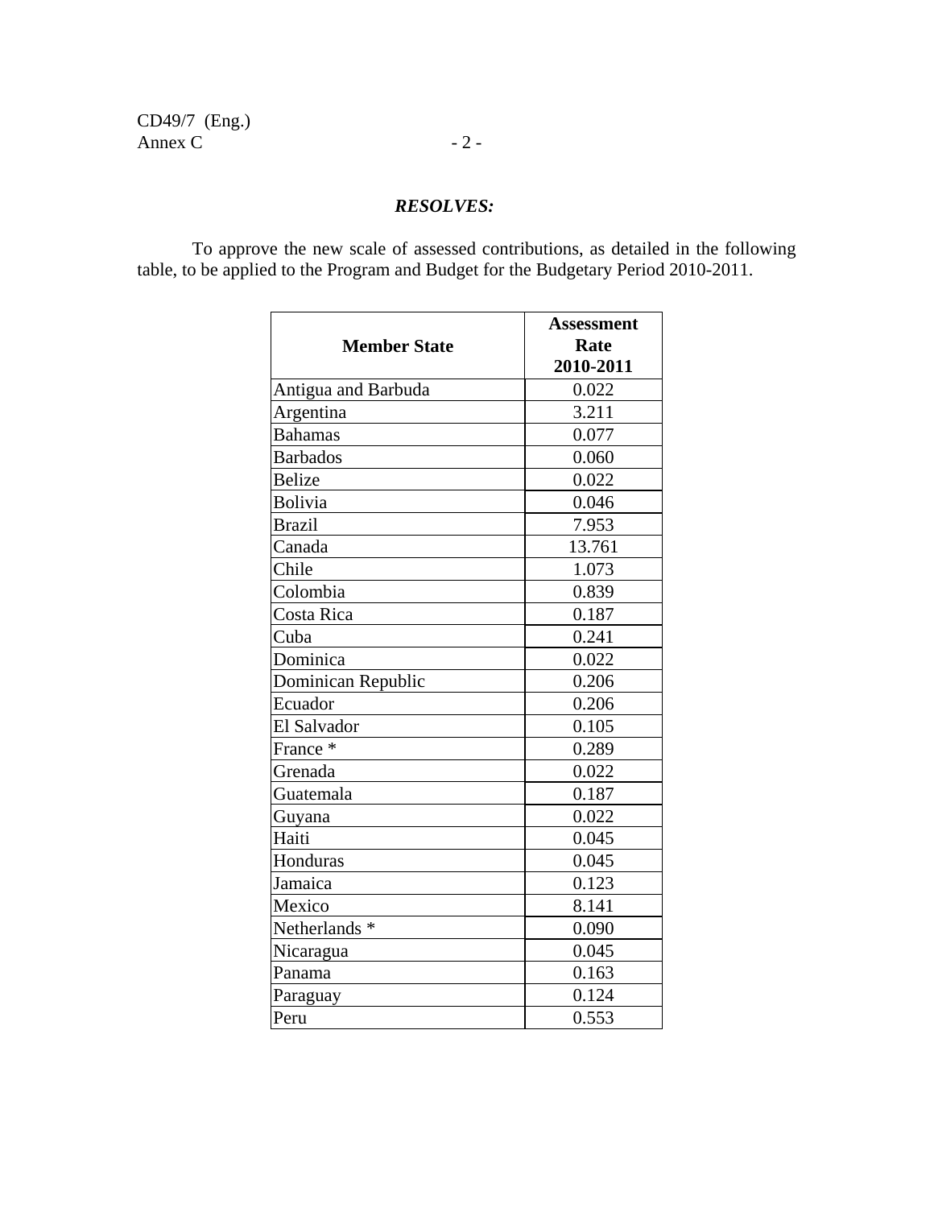***RESOLVES:***

To approve the new scale of assessed contributions, as detailed in the following table, to be applied to the Program and Budget for the Budgetary Period 2010-2011.

| Member State | Assessment Rate 2010-2011 |
|---|---|
| Antigua and Barbuda | 0.022 |
| Argentina | 3.211 |
| Bahamas | 0.077 |
| Barbados | 0.060 |
| Belize | 0.022 |
| Bolivia | 0.046 |
| Brazil | 7.953 |
| Canada | 13.761 |
| Chile | 1.073 |
| Colombia | 0.839 |
| Costa Rica | 0.187 |
| Cuba | 0.241 |
| Dominica | 0.022 |
| Dominican Republic | 0.206 |
| Ecuador | 0.206 |
| El Salvador | 0.105 |
| France * | 0.289 |
| Grenada | 0.022 |
| Guatemala | 0.187 |
| Guyana | 0.022 |
| Haiti | 0.045 |
| Honduras | 0.045 |
| Jamaica | 0.123 |
| Mexico | 8.141 |
| Netherlands * | 0.090 |
| Nicaragua | 0.045 |
| Panama | 0.163 |
| Paraguay | 0.124 |
| Peru | 0.553 |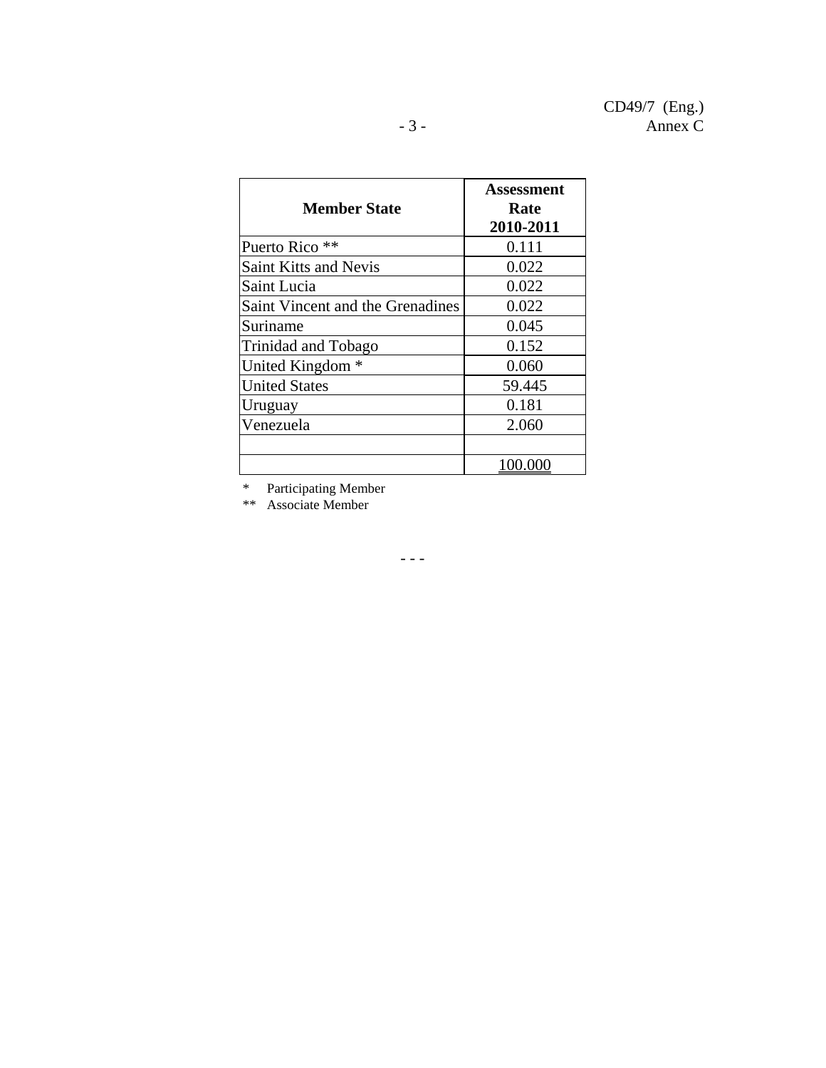| Member State | Assessment Rate 2010-2011 |
|---|---|
| Puerto Rico ** | 0.111 |
| Saint Kitts and Nevis | 0.022 |
| Saint Lucia | 0.022 |
| Saint Vincent and the Grenadines | 0.022 |
| Suriname | 0.045 |
| Trinidad and Tobago | 0.152 |
| United Kingdom * | 0.060 |
| United States | 59.445 |
| Uruguay | 0.181 |
| Venezuela | 2.060 |
| | |
| | 100.000 |

* Participating Member

** Associate Member

- - -